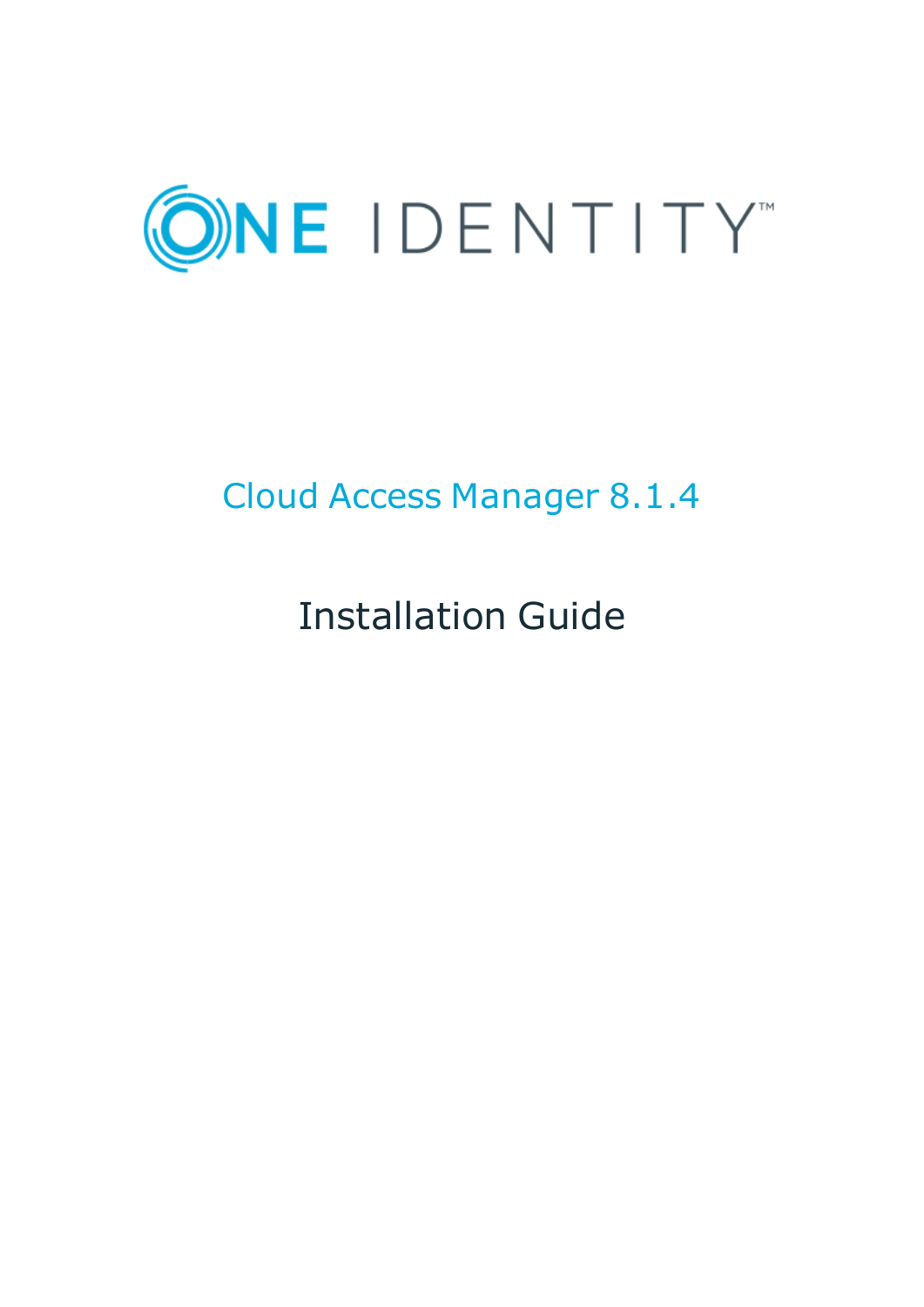ONE IDENTITY™

# Cloud Access Manager 8.1.4

## Installation Guide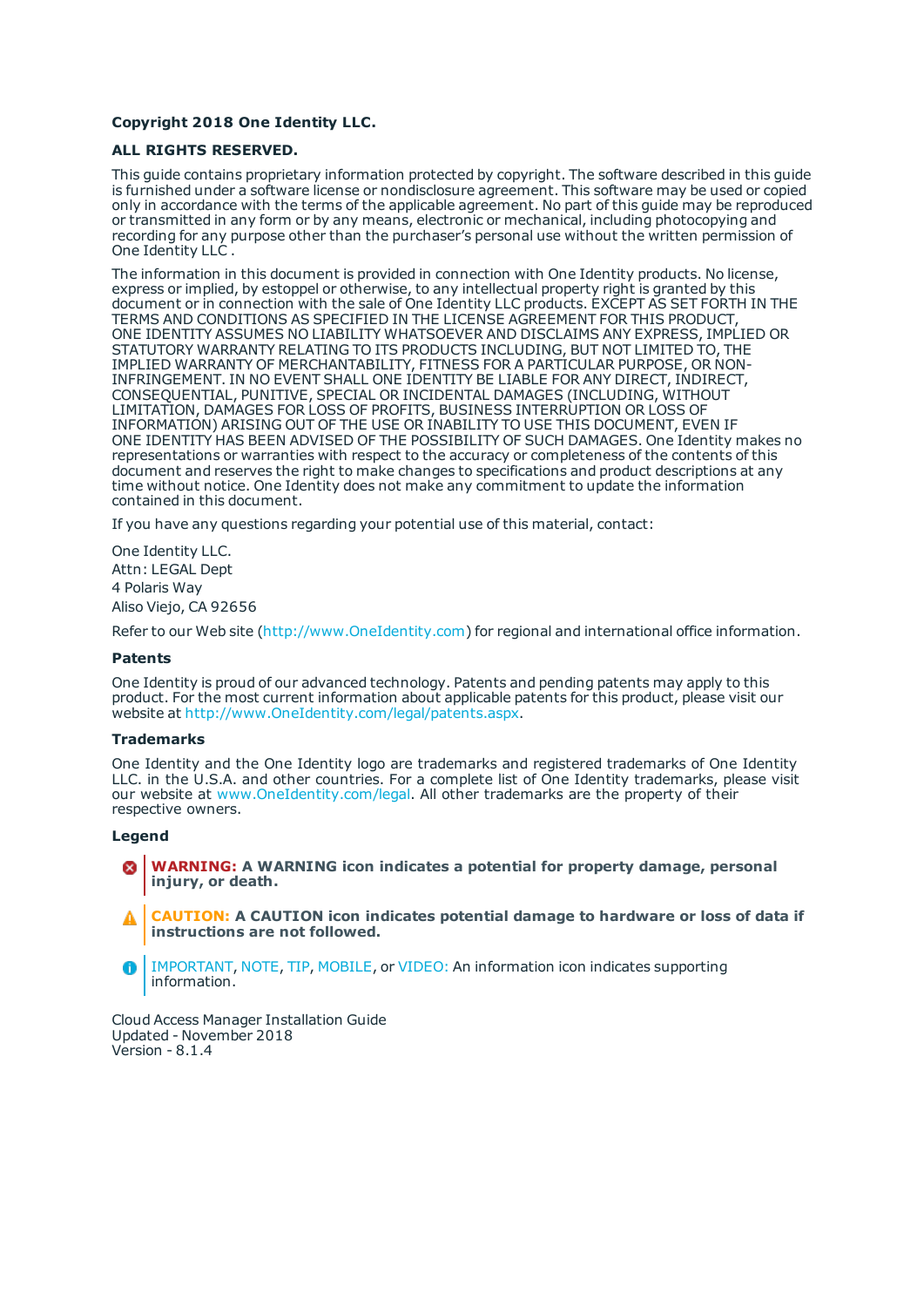**Copyright 2018 One Identity LLC.**

**ALL RIGHTS RESERVED.**

This guide contains proprietary information protected by copyright. The software described in this guide is furnished under a software license or nondisclosure agreement. This software may be used or copied only in accordance with the terms of the applicable agreement. No part of this guide may be reproduced or transmitted in any form or by any means, electronic or mechanical, including photocopying and recording for any purpose other than the purchaser's personal use without the written permission of One Identity LLC .

The information in this document is provided in connection with One Identity products. No license, express or implied, by estoppel or otherwise, to any intellectual property right is granted by this document or in connection with the sale of One Identity LLC products. EXCEPT AS SET FORTH IN THE TERMS AND CONDITIONS AS SPECIFIED IN THE LICENSE AGREEMENT FOR THIS PRODUCT, ONE IDENTITY ASSUMES NO LIABILITY WHATSOEVER AND DISCLAIMS ANY EXPRESS, IMPLIED OR STATUTORY WARRANTY RELATING TO ITS PRODUCTS INCLUDING, BUT NOT LIMITED TO, THE IMPLIED WARRANTY OF MERCHANTABILITY, FITNESS FOR A PARTICULAR PURPOSE, OR NON-INFRINGEMENT. IN NO EVENT SHALL ONE IDENTITY BE LIABLE FOR ANY DIRECT, INDIRECT, CONSEQUENTIAL, PUNITIVE, SPECIAL OR INCIDENTAL DAMAGES (INCLUDING, WITHOUT LIMITATION, DAMAGES FOR LOSS OF PROFITS, BUSINESS INTERRUPTION OR LOSS OF INFORMATION) ARISING OUT OF THE USE OR INABILITY TO USE THIS DOCUMENT, EVEN IF ONE IDENTITY HAS BEEN ADVISED OF THE POSSIBILITY OF SUCH DAMAGES. One Identity makes no representations or warranties with respect to the accuracy or completeness of the contents of this document and reserves the right to make changes to specifications and product descriptions at any time without notice. One Identity does not make any commitment to update the information contained in this document.

If you have any questions regarding your potential use of this material, contact:

One Identity LLC.
Attn: LEGAL Dept
4 Polaris Way
Aliso Viejo, CA 92656

Refer to our Web site (http://www.OneIdentity.com) for regional and international office information.

### Patents

One Identity is proud of our advanced technology. Patents and pending patents may apply to this product. For the most current information about applicable patents for this product, please visit our website at http://www.OneIdentity.com/legal/patents.aspx.

### Trademarks

One Identity and the One Identity logo are trademarks and registered trademarks of One Identity LLC. in the U.S.A. and other countries. For a complete list of One Identity trademarks, please visit our website at www.OneIdentity.com/legal. All other trademarks are the property of their respective owners.

### Legend

**WARNING: A WARNING icon indicates a potential for property damage, personal injury, or death.**

**CAUTION: A CAUTION icon indicates potential damage to hardware or loss of data if instructions are not followed.**

IMPORTANT, NOTE, TIP, MOBILE, or VIDEO: An information icon indicates supporting information.

Cloud Access Manager Installation Guide
Updated - November 2018
Version - 8.1.4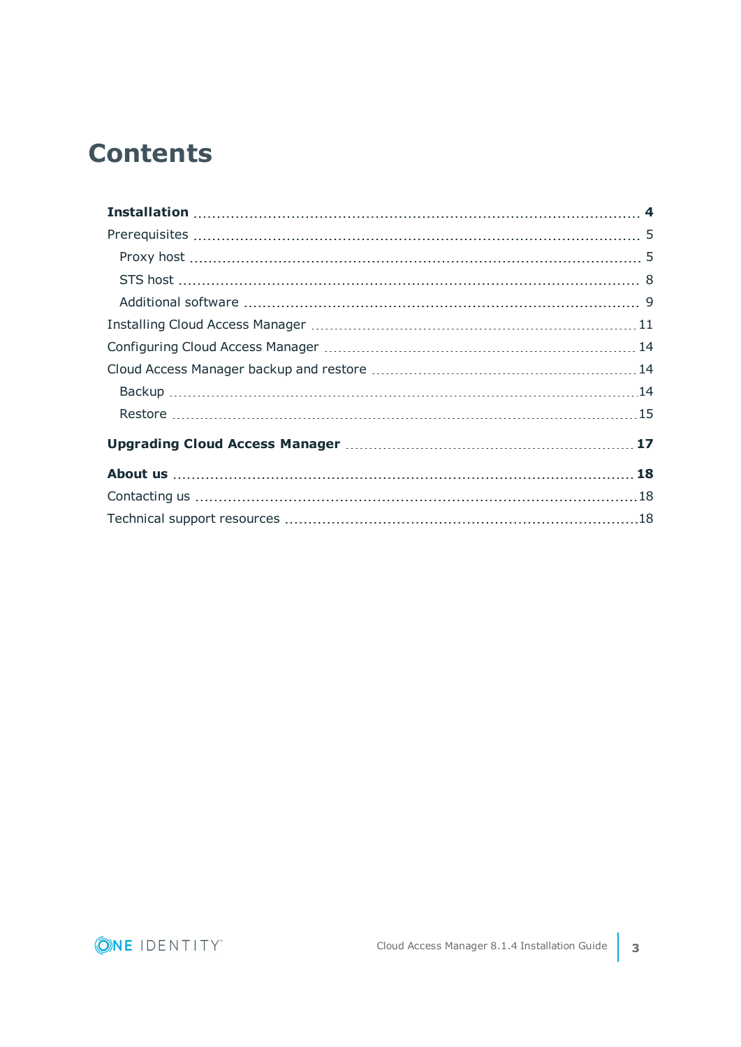# Contents

**Installation** ..... **4**

Prerequisites ..... 5

- Proxy host ..... 5
- STS host ..... 8
- Additional software ..... 9

Installing Cloud Access Manager ..... 11

Configuring Cloud Access Manager ..... 14

Cloud Access Manager backup and restore ..... 14

- Backup ..... 14
- Restore ..... 15

**Upgrading Cloud Access Manager** ..... **17**

**About us** ..... **18**

Contacting us ..... 18

Technical support resources ..... 18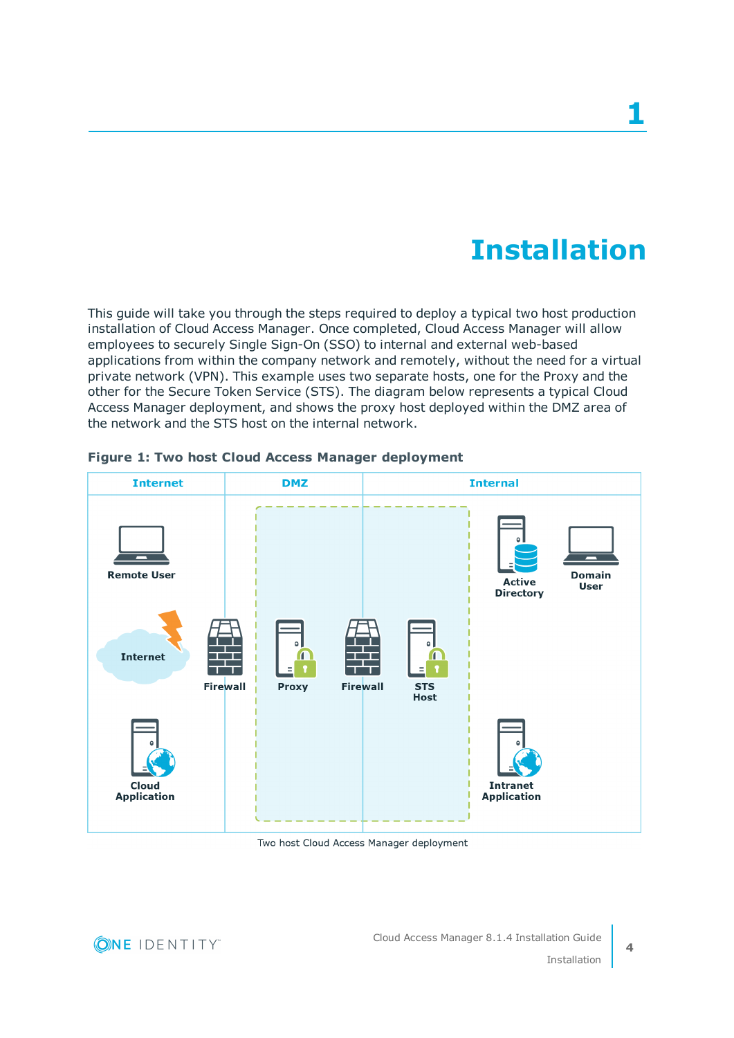# 1

# Installation

This guide will take you through the steps required to deploy a typical two host production installation of Cloud Access Manager. Once completed, Cloud Access Manager will allow employees to securely Single Sign-On (SSO) to internal and external web-based applications from within the company network and remotely, without the need for a virtual private network (VPN). This example uses two separate hosts, one for the Proxy and the other for the Secure Token Service (STS). The diagram below represents a typical Cloud Access Manager deployment, and shows the proxy host deployed within the DMZ area of the network and the STS host on the internal network.

**Figure 1: Two host Cloud Access Manager deployment**

Two host Cloud Access Manager deployment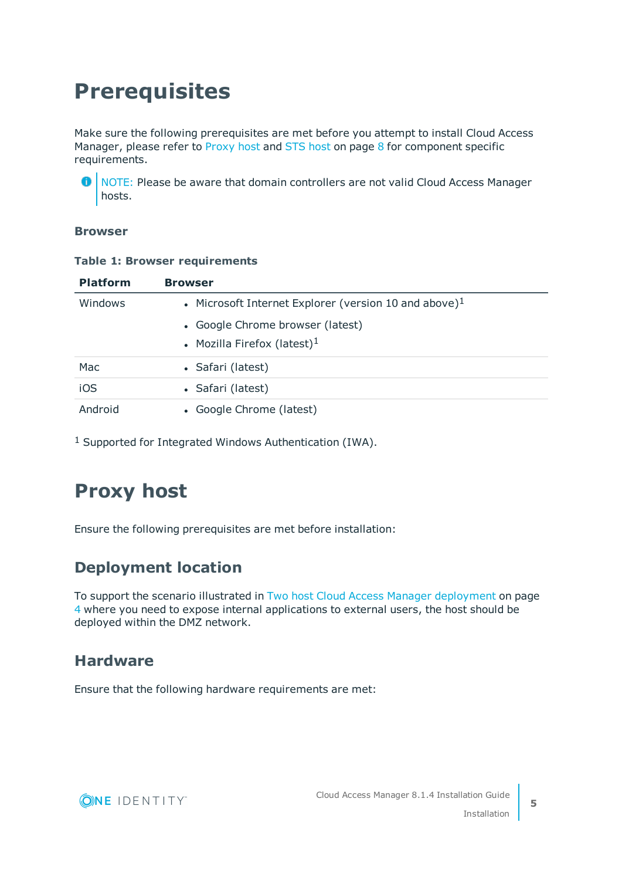# Prerequisites

Make sure the following prerequisites are met before you attempt to install Cloud Access Manager, please refer to Proxy host and STS host on page 8 for component specific requirements.

NOTE: Please be aware that domain controllers are not valid Cloud Access Manager hosts.

### Browser

**Table 1: Browser requirements**

| Platform | Browser |
| --- | --- |
| Windows | • Microsoft Internet Explorer (version 10 and above)[1]<br>• Google Chrome browser (latest)<br>• Mozilla Firefox (latest)[1] |
| Mac | • Safari (latest) |
| iOS | • Safari (latest) |
| Android | • Google Chrome (latest) |

[1] Supported for Integrated Windows Authentication (IWA).

# Proxy host

Ensure the following prerequisites are met before installation:

## Deployment location

To support the scenario illustrated in Two host Cloud Access Manager deployment on page 4 where you need to expose internal applications to external users, the host should be deployed within the DMZ network.

## Hardware

Ensure that the following hardware requirements are met: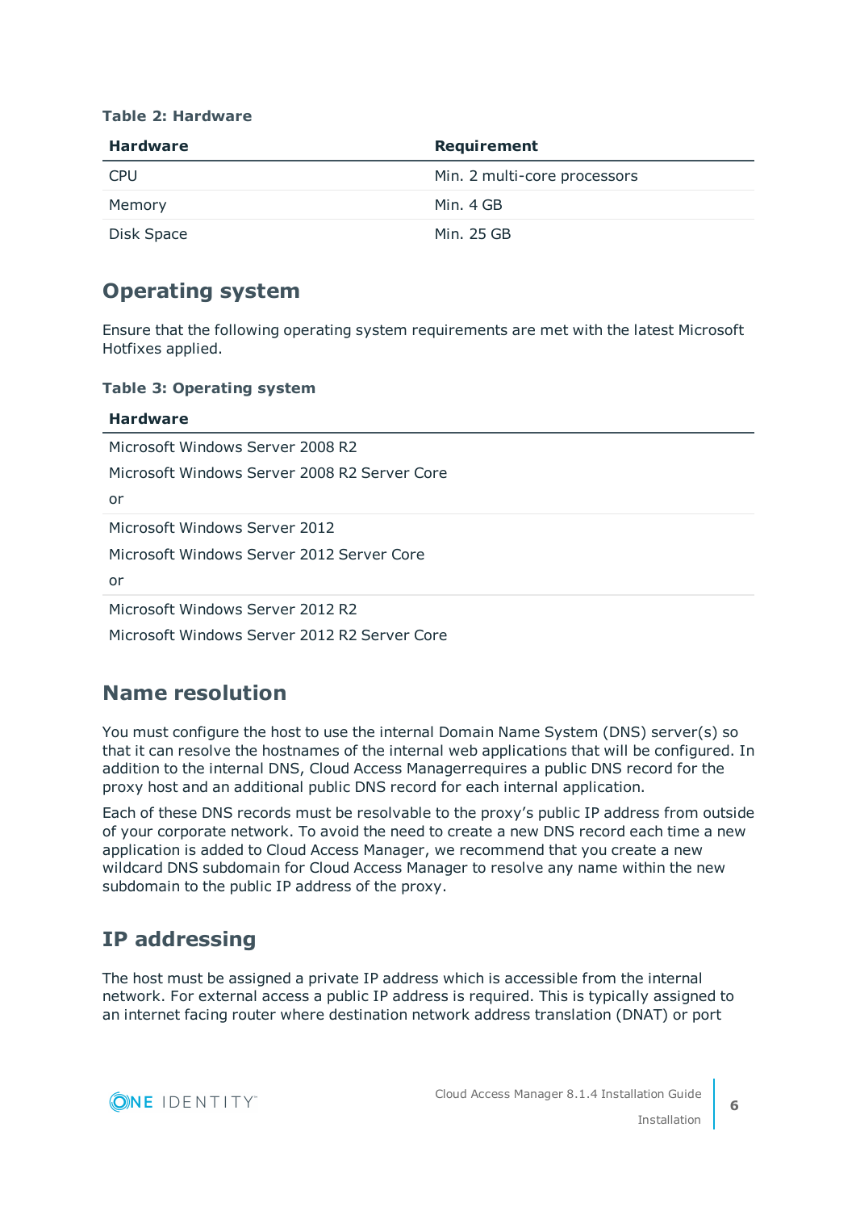**Table 2: Hardware**

| Hardware | Requirement |
|---|---|
| CPU | Min. 2 multi-core processors |
| Memory | Min. 4 GB |
| Disk Space | Min. 25 GB |

## Operating system

Ensure that the following operating system requirements are met with the latest Microsoft Hotfixes applied.

**Table 3: Operating system**

| Hardware |
|---|
| Microsoft Windows Server 2008 R2<br>Microsoft Windows Server 2008 R2 Server Core<br>or |
| Microsoft Windows Server 2012<br>Microsoft Windows Server 2012 Server Core<br>or |
| Microsoft Windows Server 2012 R2<br>Microsoft Windows Server 2012 R2 Server Core |

## Name resolution

You must configure the host to use the internal Domain Name System (DNS) server(s) so that it can resolve the hostnames of the internal web applications that will be configured. In addition to the internal DNS, Cloud Access Managerrequires a public DNS record for the proxy host and an additional public DNS record for each internal application.

Each of these DNS records must be resolvable to the proxy's public IP address from outside of your corporate network. To avoid the need to create a new DNS record each time a new application is added to Cloud Access Manager, we recommend that you create a new wildcard DNS subdomain for Cloud Access Manager to resolve any name within the new subdomain to the public IP address of the proxy.

## IP addressing

The host must be assigned a private IP address which is accessible from the internal network. For external access a public IP address is required. This is typically assigned to an internet facing router where destination network address translation (DNAT) or port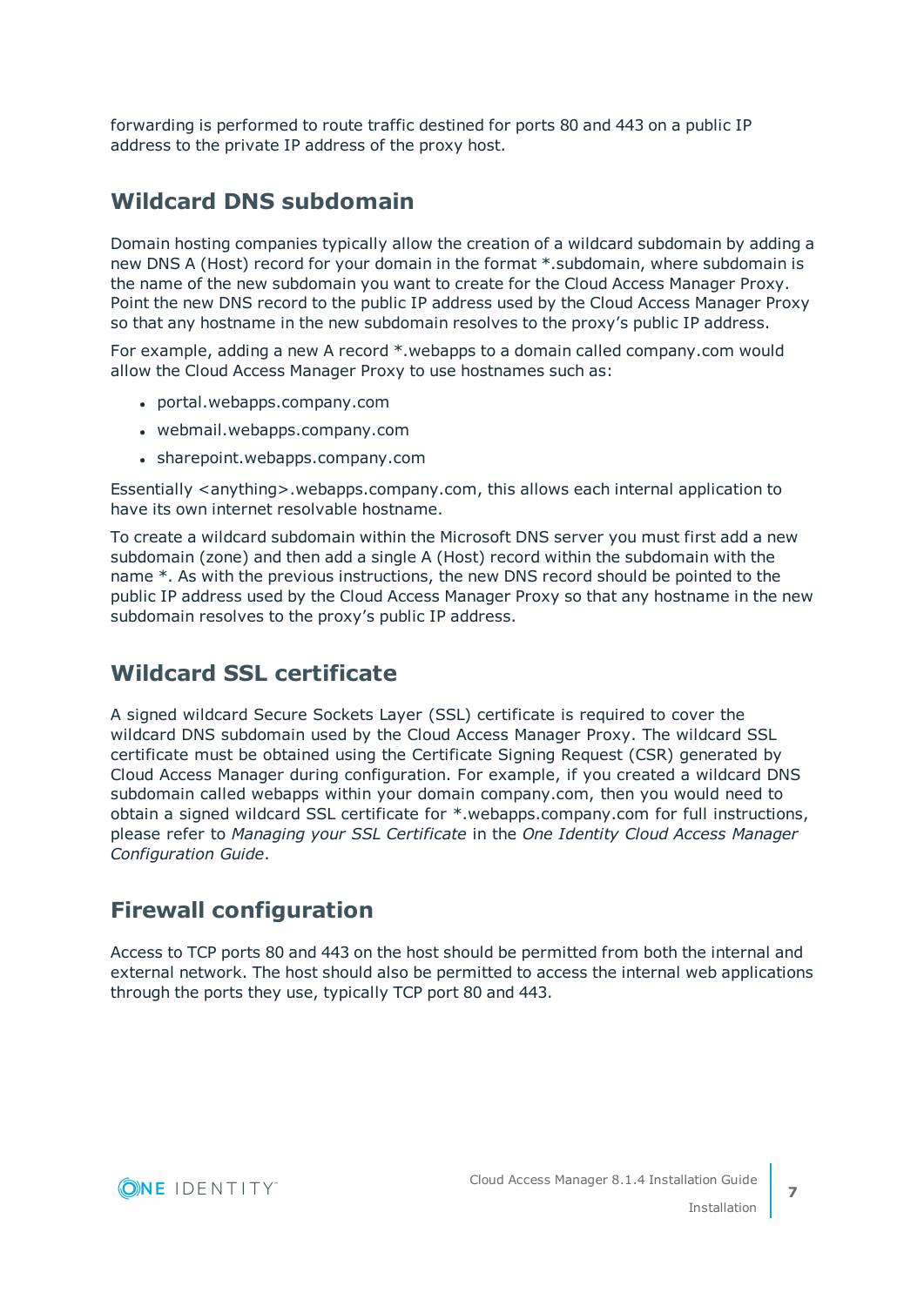forwarding is performed to route traffic destined for ports 80 and 443 on a public IP address to the private IP address of the proxy host.

## Wildcard DNS subdomain

Domain hosting companies typically allow the creation of a wildcard subdomain by adding a new DNS A (Host) record for your domain in the format *.subdomain, where subdomain is the name of the new subdomain you want to create for the Cloud Access Manager Proxy. Point the new DNS record to the public IP address used by the Cloud Access Manager Proxy so that any hostname in the new subdomain resolves to the proxy's public IP address.

For example, adding a new A record *.webapps to a domain called company.com would allow the Cloud Access Manager Proxy to use hostnames such as:

- portal.webapps.company.com
- webmail.webapps.company.com
- sharepoint.webapps.company.com

Essentially <anything>.webapps.company.com, this allows each internal application to have its own internet resolvable hostname.

To create a wildcard subdomain within the Microsoft DNS server you must first add a new subdomain (zone) and then add a single A (Host) record within the subdomain with the name *. As with the previous instructions, the new DNS record should be pointed to the public IP address used by the Cloud Access Manager Proxy so that any hostname in the new subdomain resolves to the proxy's public IP address.

## Wildcard SSL certificate

A signed wildcard Secure Sockets Layer (SSL) certificate is required to cover the wildcard DNS subdomain used by the Cloud Access Manager Proxy. The wildcard SSL certificate must be obtained using the Certificate Signing Request (CSR) generated by Cloud Access Manager during configuration. For example, if you created a wildcard DNS subdomain called webapps within your domain company.com, then you would need to obtain a signed wildcard SSL certificate for *.webapps.company.com for full instructions, please refer to *Managing your SSL Certificate* in the *One Identity Cloud Access Manager Configuration Guide*.

## Firewall configuration

Access to TCP ports 80 and 443 on the host should be permitted from both the internal and external network. The host should also be permitted to access the internal web applications through the ports they use, typically TCP port 80 and 443.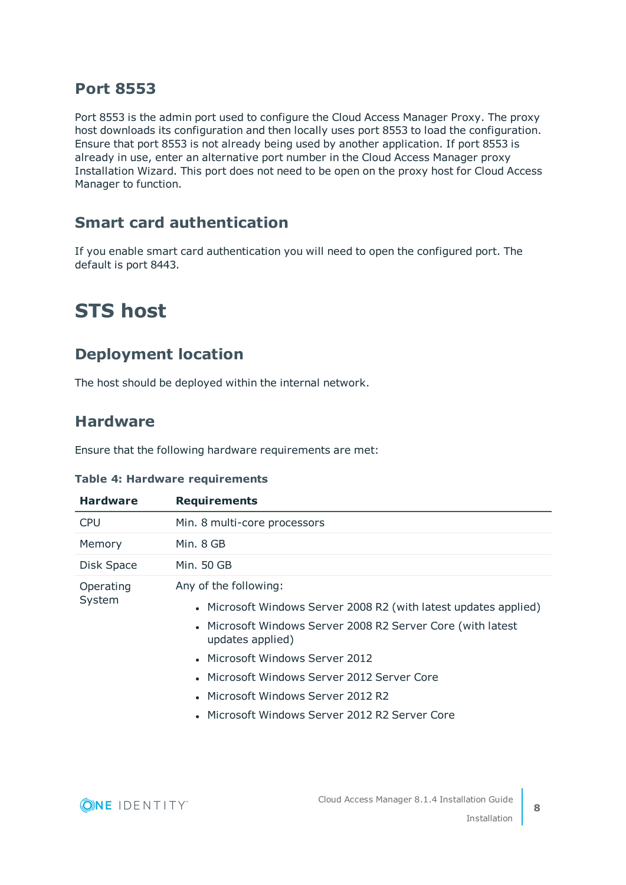### Port 8553

Port 8553 is the admin port used to configure the Cloud Access Manager Proxy. The proxy host downloads its configuration and then locally uses port 8553 to load the configuration. Ensure that port 8553 is not already being used by another application. If port 8553 is already in use, enter an alternative port number in the Cloud Access Manager proxy Installation Wizard. This port does not need to be open on the proxy host for Cloud Access Manager to function.

### Smart card authentication

If you enable smart card authentication you will need to open the configured port. The default is port 8443.

## STS host

### Deployment location

The host should be deployed within the internal network.

### Hardware

Ensure that the following hardware requirements are met:

**Table 4: Hardware requirements**

| Hardware | Requirements |
| --- | --- |
| CPU | Min. 8 multi-core processors |
| Memory | Min. 8 GB |
| Disk Space | Min. 50 GB |
| Operating System | Any of the following:<br>• Microsoft Windows Server 2008 R2 (with latest updates applied)<br>• Microsoft Windows Server 2008 R2 Server Core (with latest updates applied)<br>• Microsoft Windows Server 2012<br>• Microsoft Windows Server 2012 Server Core<br>• Microsoft Windows Server 2012 R2<br>• Microsoft Windows Server 2012 R2 Server Core |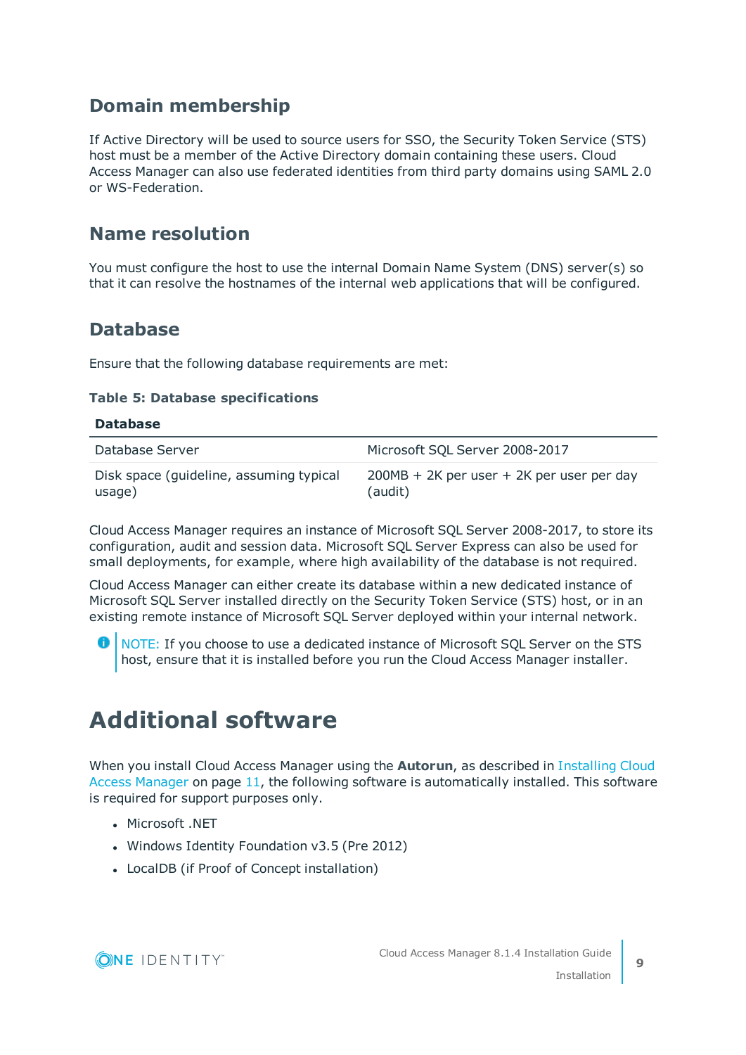## Domain membership

If Active Directory will be used to source users for SSO, the Security Token Service (STS) host must be a member of the Active Directory domain containing these users. Cloud Access Manager can also use federated identities from third party domains using SAML 2.0 or WS-Federation.

## Name resolution

You must configure the host to use the internal Domain Name System (DNS) server(s) so that it can resolve the hostnames of the internal web applications that will be configured.

## Database

Ensure that the following database requirements are met:

**Table 5: Database specifications**

| Database | |
|---|---|
| Database Server | Microsoft SQL Server 2008-2017 |
| Disk space (guideline, assuming typical usage) | 200MB + 2K per user + 2K per user per day (audit) |

Cloud Access Manager requires an instance of Microsoft SQL Server 2008-2017, to store its configuration, audit and session data. Microsoft SQL Server Express can also be used for small deployments, for example, where high availability of the database is not required.

Cloud Access Manager can either create its database within a new dedicated instance of Microsoft SQL Server installed directly on the Security Token Service (STS) host, or in an existing remote instance of Microsoft SQL Server deployed within your internal network.

NOTE: If you choose to use a dedicated instance of Microsoft SQL Server on the STS host, ensure that it is installed before you run the Cloud Access Manager installer.

# Additional software

When you install Cloud Access Manager using the **Autorun**, as described in Installing Cloud Access Manager on page 11, the following software is automatically installed. This software is required for support purposes only.

- Microsoft .NET
- Windows Identity Foundation v3.5 (Pre 2012)
- LocalDB (if Proof of Concept installation)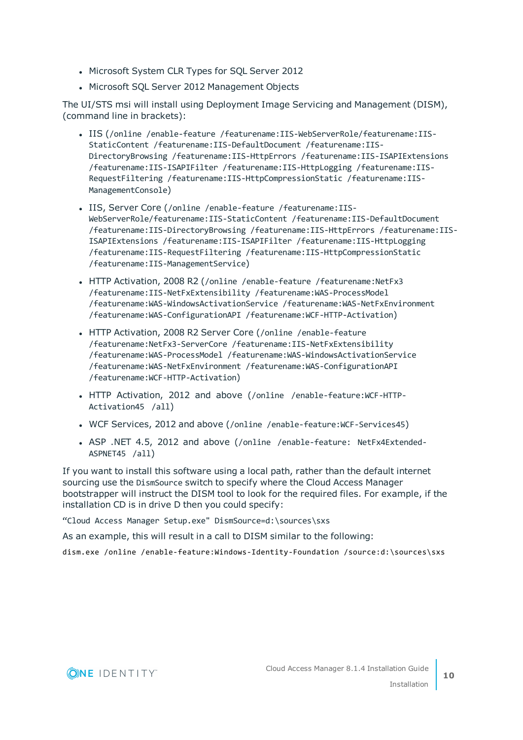- Microsoft System CLR Types for SQL Server 2012
- Microsoft SQL Server 2012 Management Objects

The UI/STS msi will install using Deployment Image Servicing and Management (DISM), (command line in brackets):

- IIS (`/online /enable-feature /featurename:IIS-WebServerRole/featurename:IIS-StaticContent /featurename:IIS-DefaultDocument /featurename:IIS-DirectoryBrowsing /featurename:IIS-HttpErrors /featurename:IIS-ISAPIExtensions /featurename:IIS-ISAPIFilter /featurename:IIS-HttpLogging /featurename:IIS-RequestFiltering /featurename:IIS-HttpCompressionStatic /featurename:IIS-ManagementConsole`)
- IIS, Server Core (`/online /enable-feature /featurename:IIS-WebServerRole/featurename:IIS-StaticContent /featurename:IIS-DefaultDocument /featurename:IIS-DirectoryBrowsing /featurename:IIS-HttpErrors /featurename:IIS-ISAPIExtensions /featurename:IIS-ISAPIFilter /featurename:IIS-HttpLogging /featurename:IIS-RequestFiltering /featurename:IIS-HttpCompressionStatic /featurename:IIS-ManagementService`)
- HTTP Activation, 2008 R2 (`/online /enable-feature /featurename:NetFx3 /featurename:IIS-NetFxExtensibility /featurename:WAS-ProcessModel /featurename:WAS-WindowsActivationService /featurename:WAS-NetFxEnvironment /featurename:WAS-ConfigurationAPI /featurename:WCF-HTTP-Activation`)
- HTTP Activation, 2008 R2 Server Core (`/online /enable-feature /featurename:NetFx3-ServerCore /featurename:IIS-NetFxExtensibility /featurename:WAS-ProcessModel /featurename:WAS-WindowsActivationService /featurename:WAS-NetFxEnvironment /featurename:WAS-ConfigurationAPI /featurename:WCF-HTTP-Activation`)
- HTTP Activation, 2012 and above (`/online /enable-feature:WCF-HTTP-Activation45 /all`)
- WCF Services, 2012 and above (`/online /enable-feature:WCF-Services45`)
- ASP .NET 4.5, 2012 and above (`/online /enable-feature: NetFx4Extended-ASPNET45 /all`)

If you want to install this software using a local path, rather than the default internet sourcing use the `DismSource` switch to specify where the Cloud Access Manager bootstrapper will instruct the DISM tool to look for the required files. For example, if the installation CD is in drive D then you could specify:

```
“Cloud Access Manager Setup.exe" DismSource=d:\sources\sxs
```

As an example, this will result in a call to DISM similar to the following:

```
dism.exe /online /enable-feature:Windows-Identity-Foundation /source:d:\sources\sxs
```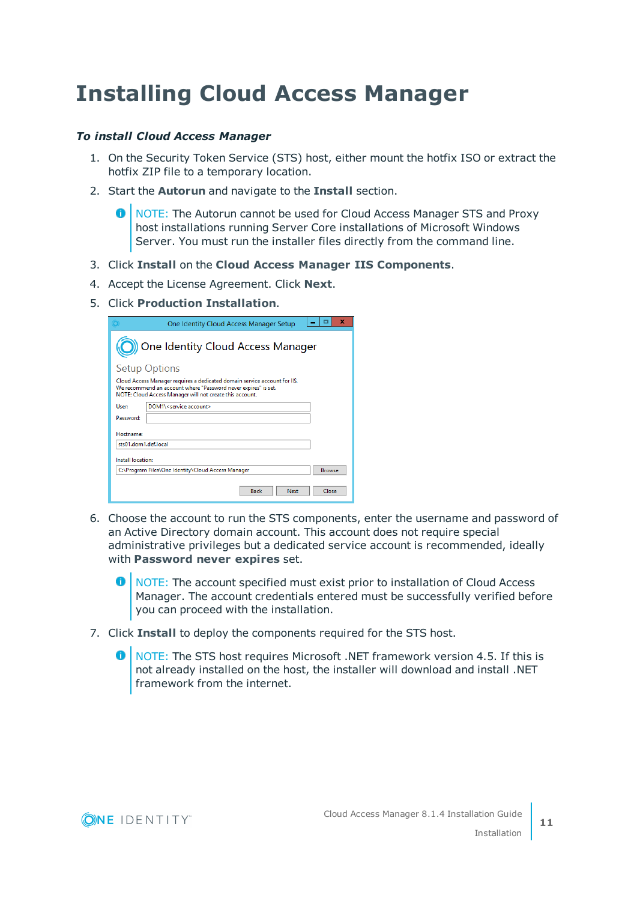# Installing Cloud Access Manager

***To install Cloud Access Manager***

1. On the Security Token Service (STS) host, either mount the hotfix ISO or extract the hotfix ZIP file to a temporary location.
2. Start the **Autorun** and navigate to the **Install** section.

   NOTE: The Autorun cannot be used for Cloud Access Manager STS and Proxy host installations running Server Core installations of Microsoft Windows Server. You must run the installer files directly from the command line.

3. Click **Install** on the **Cloud Access Manager IIS Components**.
4. Accept the License Agreement. Click **Next**.
5. Click **Production Installation**.
6. Choose the account to run the STS components, enter the username and password of an Active Directory domain account. This account does not require special administrative privileges but a dedicated service account is recommended, ideally with **Password never expires** set.

   NOTE: The account specified must exist prior to installation of Cloud Access Manager. The account credentials entered must be successfully verified before you can proceed with the installation.

7. Click **Install** to deploy the components required for the STS host.

   NOTE: The STS host requires Microsoft .NET framework version 4.5. If this is not already installed on the host, the installer will download and install .NET framework from the internet.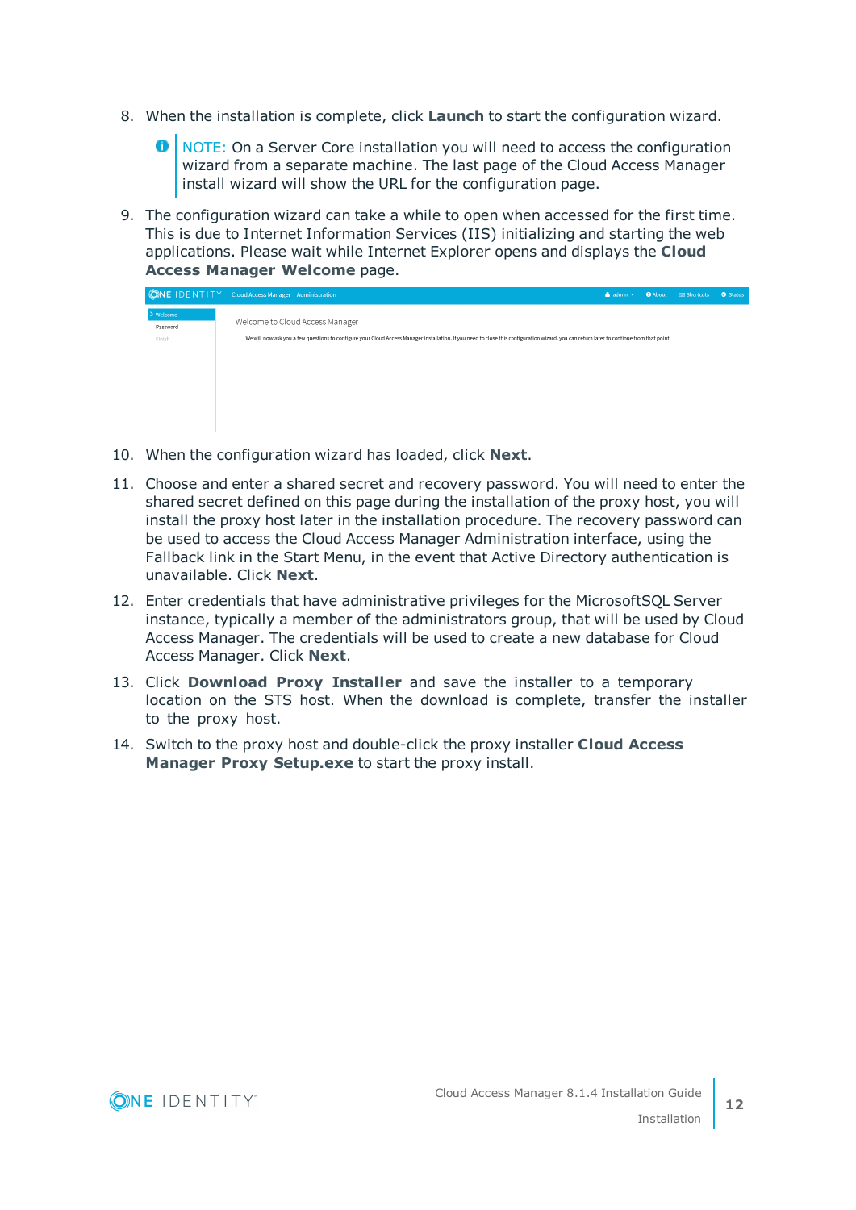8. When the installation is complete, click **Launch** to start the configuration wizard.

   NOTE: On a Server Core installation you will need to access the configuration wizard from a separate machine. The last page of the Cloud Access Manager install wizard will show the URL for the configuration page.

9. The configuration wizard can take a while to open when accessed for the first time. This is due to Internet Information Services (IIS) initializing and starting the web applications. Please wait while Internet Explorer opens and displays the **Cloud Access Manager Welcome** page.

10. When the configuration wizard has loaded, click **Next**.

11. Choose and enter a shared secret and recovery password. You will need to enter the shared secret defined on this page during the installation of the proxy host, you will install the proxy host later in the installation procedure. The recovery password can be used to access the Cloud Access Manager Administration interface, using the Fallback link in the Start Menu, in the event that Active Directory authentication is unavailable. Click **Next**.

12. Enter credentials that have administrative privileges for the MicrosoftSQL Server instance, typically a member of the administrators group, that will be used by Cloud Access Manager. The credentials will be used to create a new database for Cloud Access Manager. Click **Next**.

13. Click **Download Proxy Installer** and save the installer to a temporary location on the STS host. When the download is complete, transfer the installer to the proxy host.

14. Switch to the proxy host and double-click the proxy installer **Cloud Access Manager Proxy Setup.exe** to start the proxy install.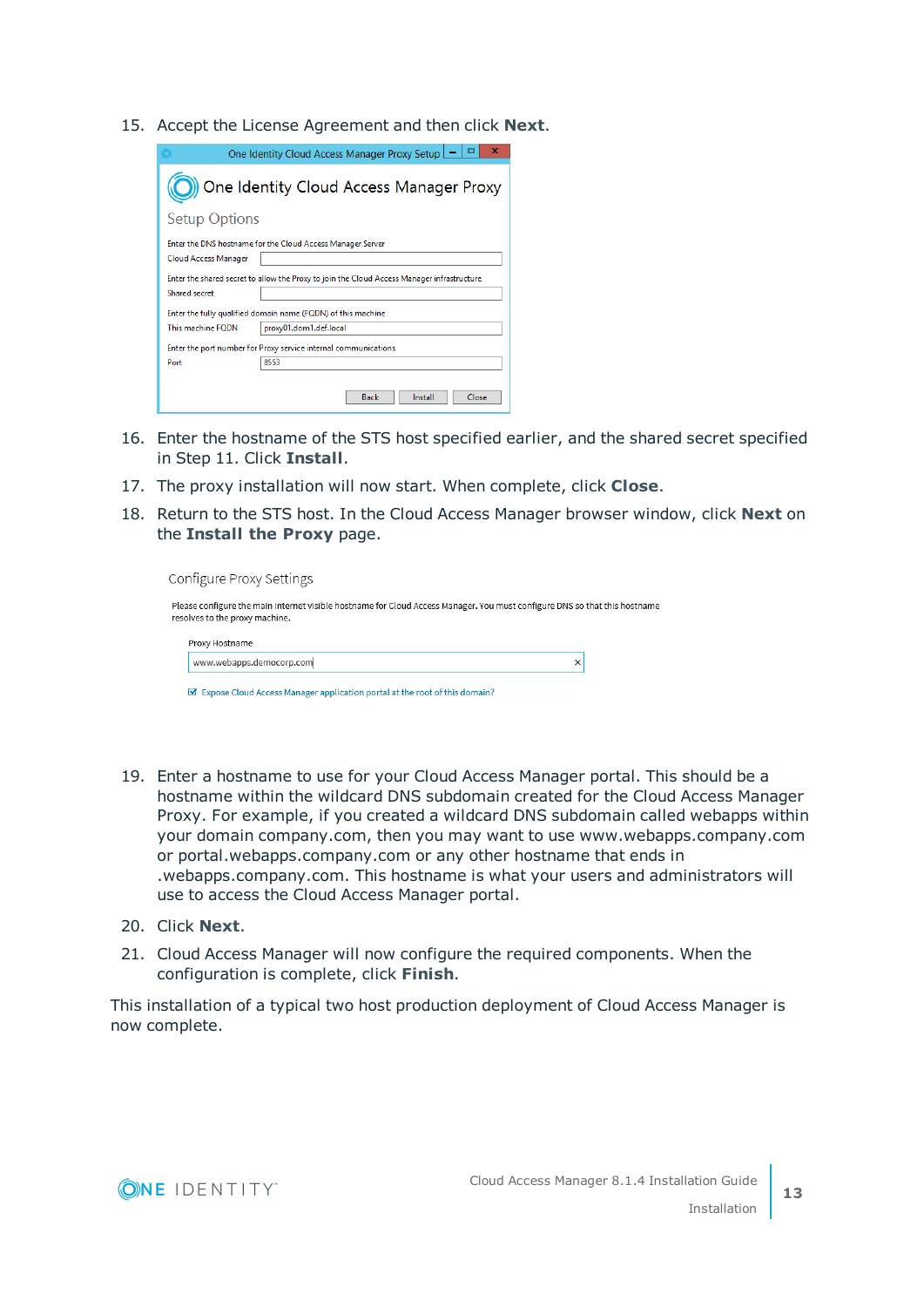15. Accept the License Agreement and then click **Next**.

16. Enter the hostname of the STS host specified earlier, and the shared secret specified in Step 11. Click **Install**.

17. The proxy installation will now start. When complete, click **Close**.

18. Return to the STS host. In the Cloud Access Manager browser window, click **Next** on the **Install the Proxy** page.

19. Enter a hostname to use for your Cloud Access Manager portal. This should be a hostname within the wildcard DNS subdomain created for the Cloud Access Manager Proxy. For example, if you created a wildcard DNS subdomain called webapps within your domain company.com, then you may want to use www.webapps.company.com or portal.webapps.company.com or any other hostname that ends in .webapps.company.com. This hostname is what your users and administrators will use to access the Cloud Access Manager portal.

20. Click **Next**.

21. Cloud Access Manager will now configure the required components. When the configuration is complete, click **Finish**.

This installation of a typical two host production deployment of Cloud Access Manager is now complete.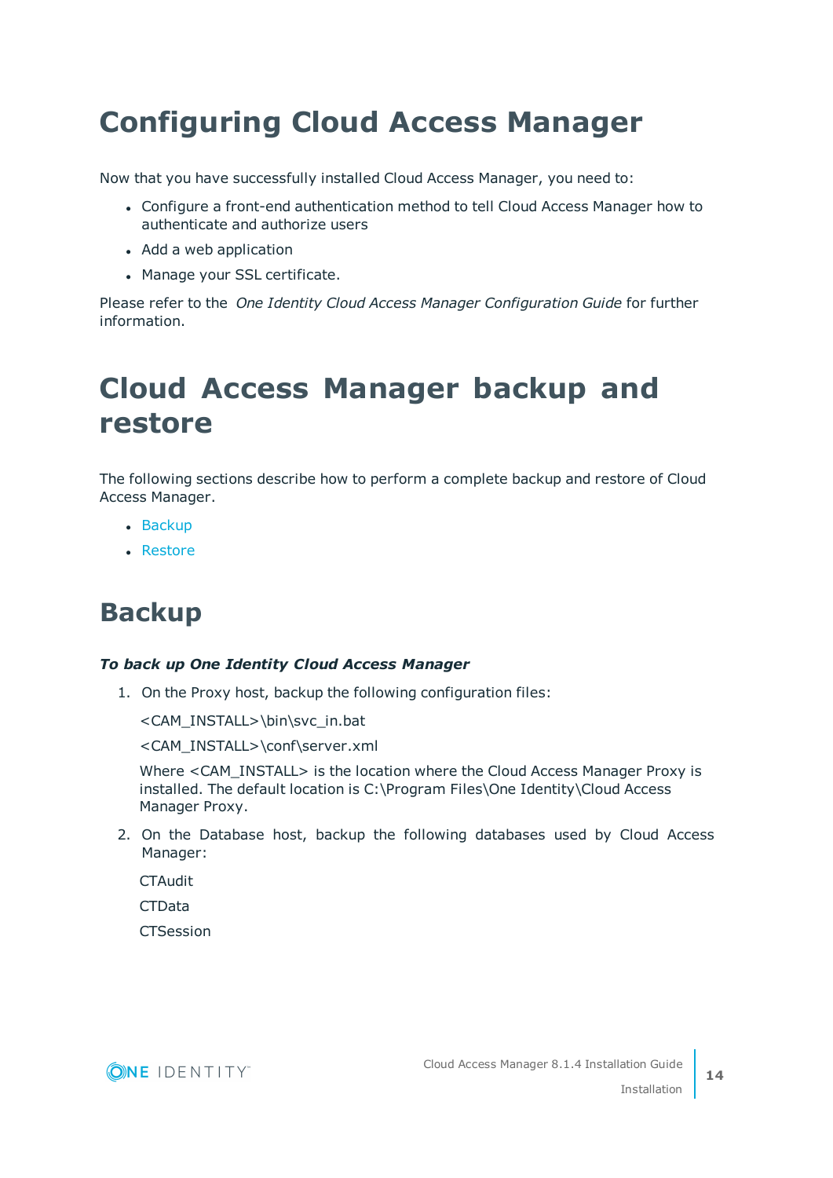# Configuring Cloud Access Manager

Now that you have successfully installed Cloud Access Manager, you need to:

- Configure a front-end authentication method to tell Cloud Access Manager how to authenticate and authorize users
- Add a web application
- Manage your SSL certificate.

Please refer to the *One Identity Cloud Access Manager Configuration Guide* for further information.

# Cloud Access Manager backup and restore

The following sections describe how to perform a complete backup and restore of Cloud Access Manager.

- Backup
- Restore

## Backup

***To back up One Identity Cloud Access Manager***

1. On the Proxy host, backup the following configuration files:

   <CAM_INSTALL>\bin\svc_in.bat

   <CAM_INSTALL>\conf\server.xml

   Where <CAM_INSTALL> is the location where the Cloud Access Manager Proxy is installed. The default location is C:\Program Files\One Identity\Cloud Access Manager Proxy.

2. On the Database host, backup the following databases used by Cloud Access Manager:

   CTAudit

   CTData

   CTSession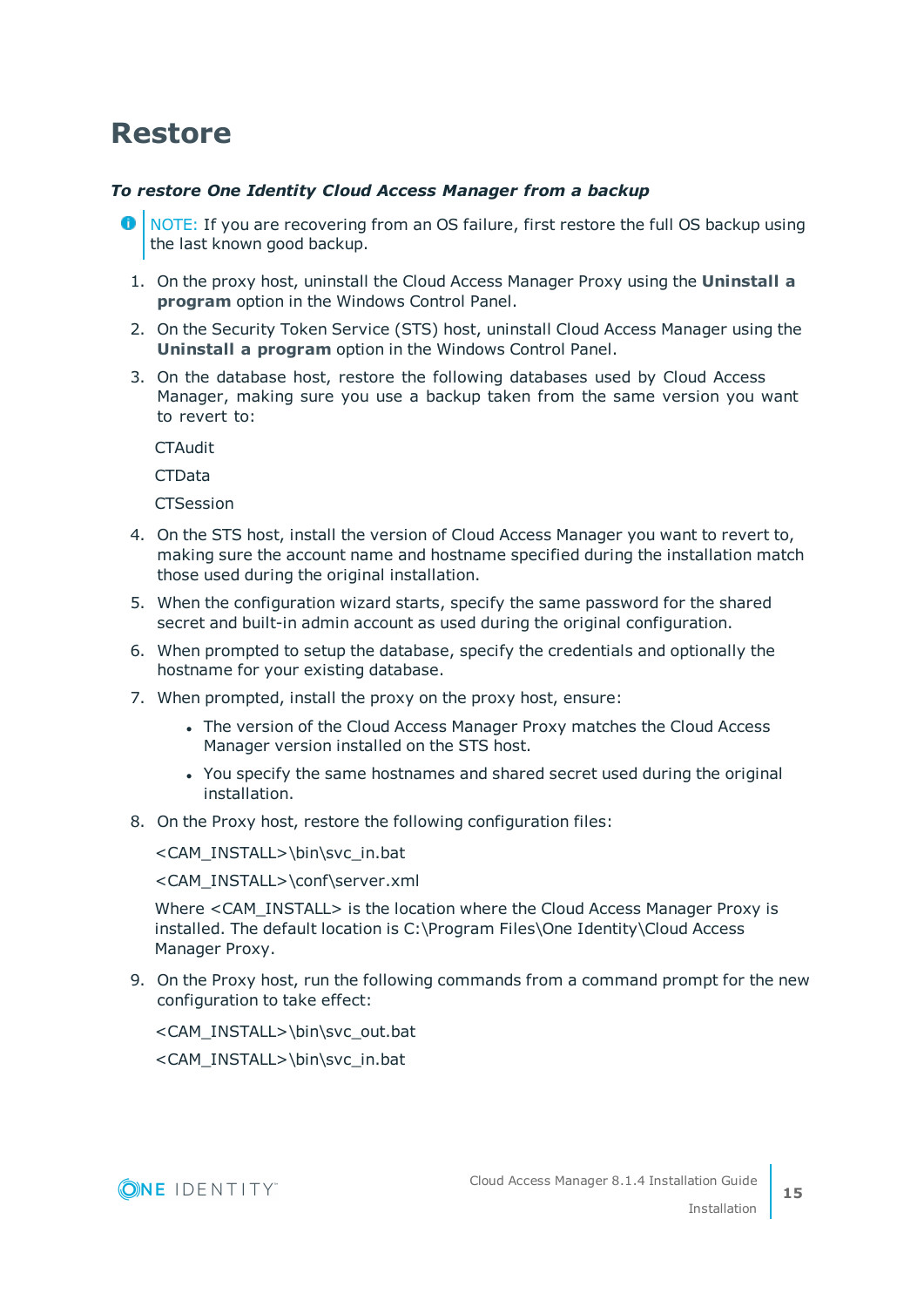# Restore

***To restore One Identity Cloud Access Manager from a backup***

> NOTE: If you are recovering from an OS failure, first restore the full OS backup using the last known good backup.

1. On the proxy host, uninstall the Cloud Access Manager Proxy using the **Uninstall a program** option in the Windows Control Panel.
2. On the Security Token Service (STS) host, uninstall Cloud Access Manager using the **Uninstall a program** option in the Windows Control Panel.
3. On the database host, restore the following databases used by Cloud Access Manager, making sure you use a backup taken from the same version you want to revert to:

   CTAudit

   CTData

   CTSession
4. On the STS host, install the version of Cloud Access Manager you want to revert to, making sure the account name and hostname specified during the installation match those used during the original installation.
5. When the configuration wizard starts, specify the same password for the shared secret and built-in admin account as used during the original configuration.
6. When prompted to setup the database, specify the credentials and optionally the hostname for your existing database.
7. When prompted, install the proxy on the proxy host, ensure:
   - The version of the Cloud Access Manager Proxy matches the Cloud Access Manager version installed on the STS host.
   - You specify the same hostnames and shared secret used during the original installation.
8. On the Proxy host, restore the following configuration files:

   <CAM_INSTALL>\bin\svc_in.bat

   <CAM_INSTALL>\conf\server.xml

   Where <CAM_INSTALL> is the location where the Cloud Access Manager Proxy is installed. The default location is C:\Program Files\One Identity\Cloud Access Manager Proxy.
9. On the Proxy host, run the following commands from a command prompt for the new configuration to take effect:

   <CAM_INSTALL>\bin\svc_out.bat

   <CAM_INSTALL>\bin\svc_in.bat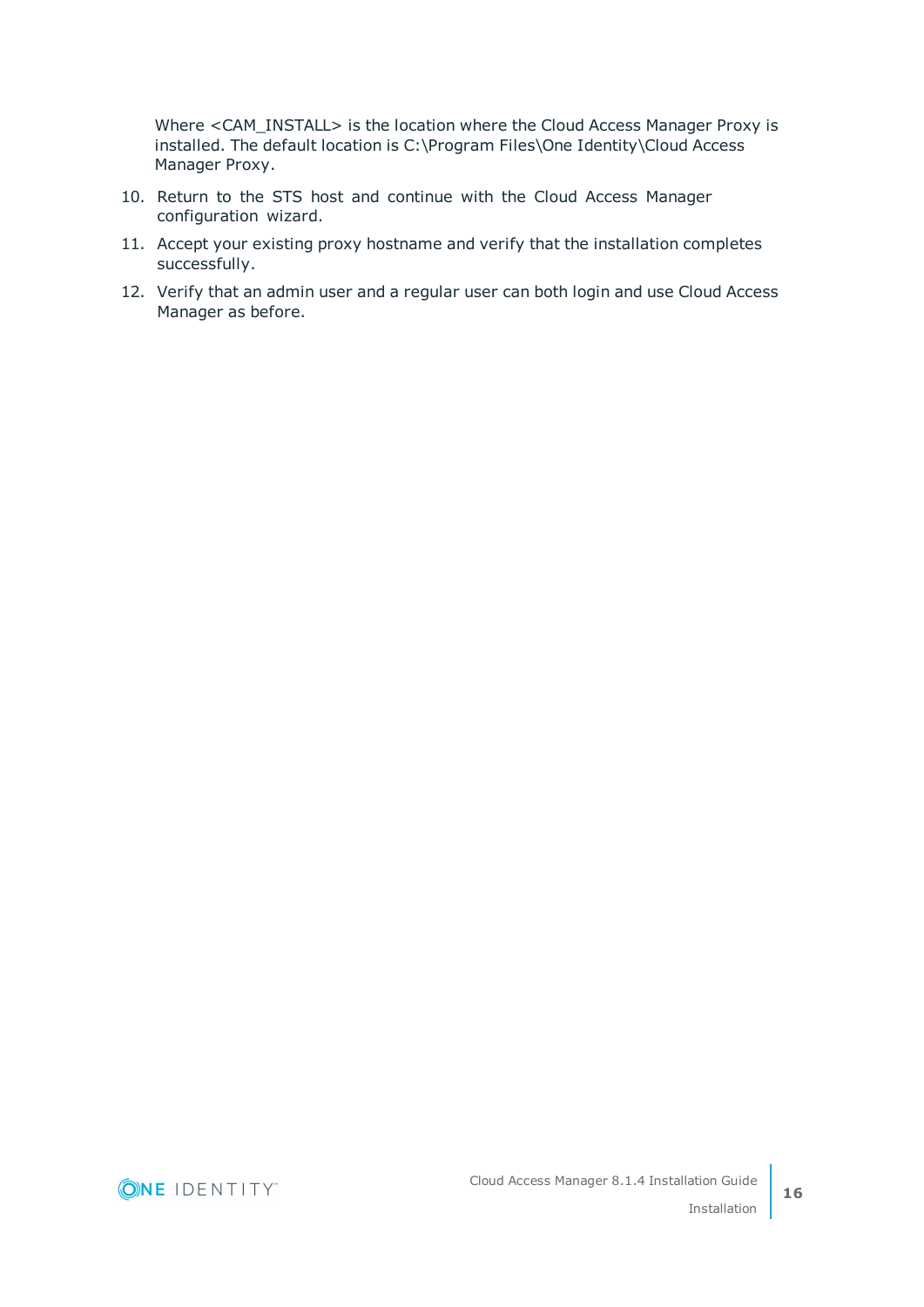Where <CAM_INSTALL> is the location where the Cloud Access Manager Proxy is installed. The default location is C:\Program Files\One Identity\Cloud Access Manager Proxy.

10. Return to the STS host and continue with the Cloud Access Manager configuration wizard.
11. Accept your existing proxy hostname and verify that the installation completes successfully.
12. Verify that an admin user and a regular user can both login and use Cloud Access Manager as before.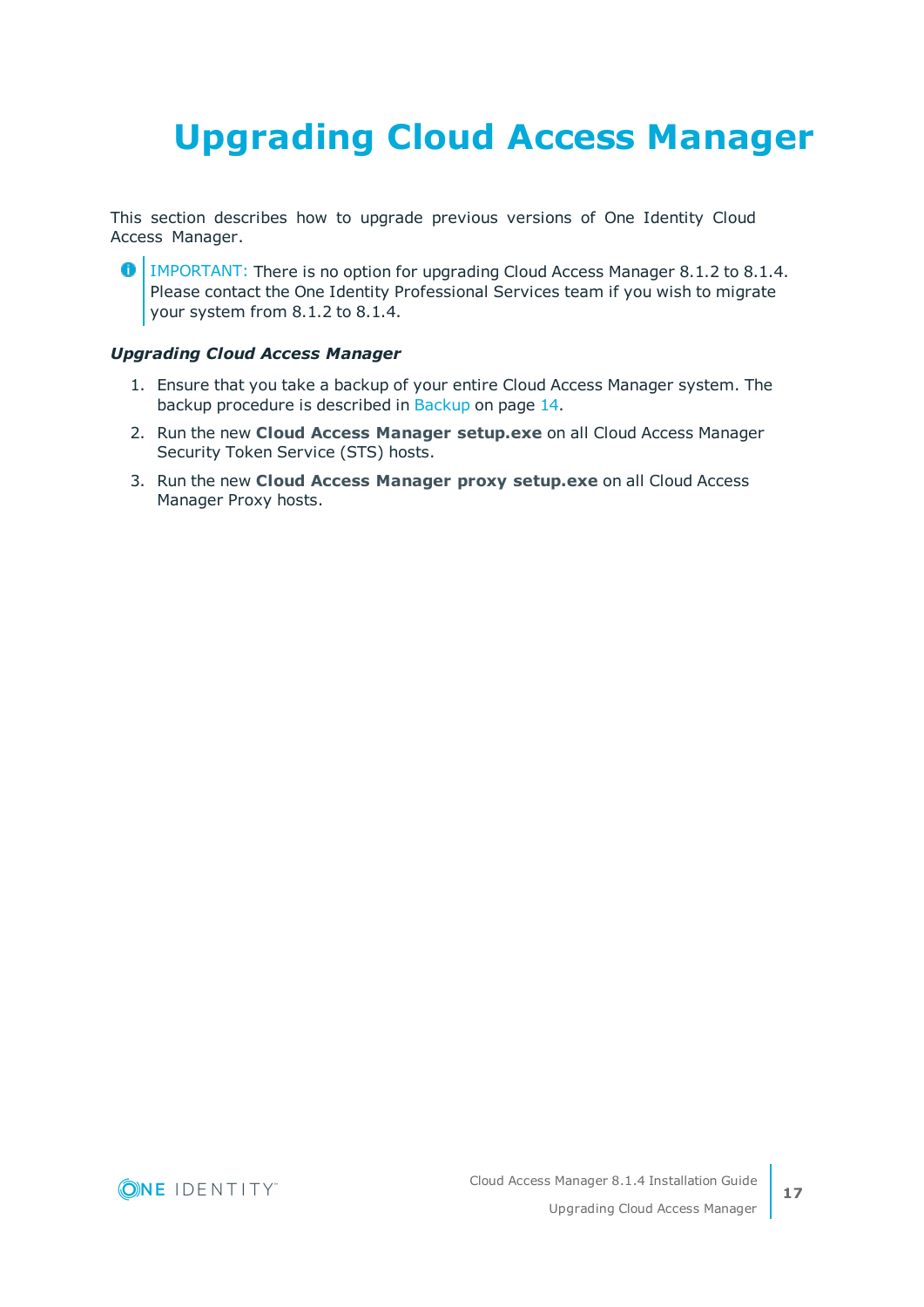# Upgrading Cloud Access Manager

This section describes how to upgrade previous versions of One Identity Cloud Access Manager.

> IMPORTANT: There is no option for upgrading Cloud Access Manager 8.1.2 to 8.1.4. Please contact the One Identity Professional Services team if you wish to migrate your system from 8.1.2 to 8.1.4.

***Upgrading Cloud Access Manager***

1. Ensure that you take a backup of your entire Cloud Access Manager system. The backup procedure is described in Backup on page 14.
2. Run the new **Cloud Access Manager setup.exe** on all Cloud Access Manager Security Token Service (STS) hosts.
3. Run the new **Cloud Access Manager proxy setup.exe** on all Cloud Access Manager Proxy hosts.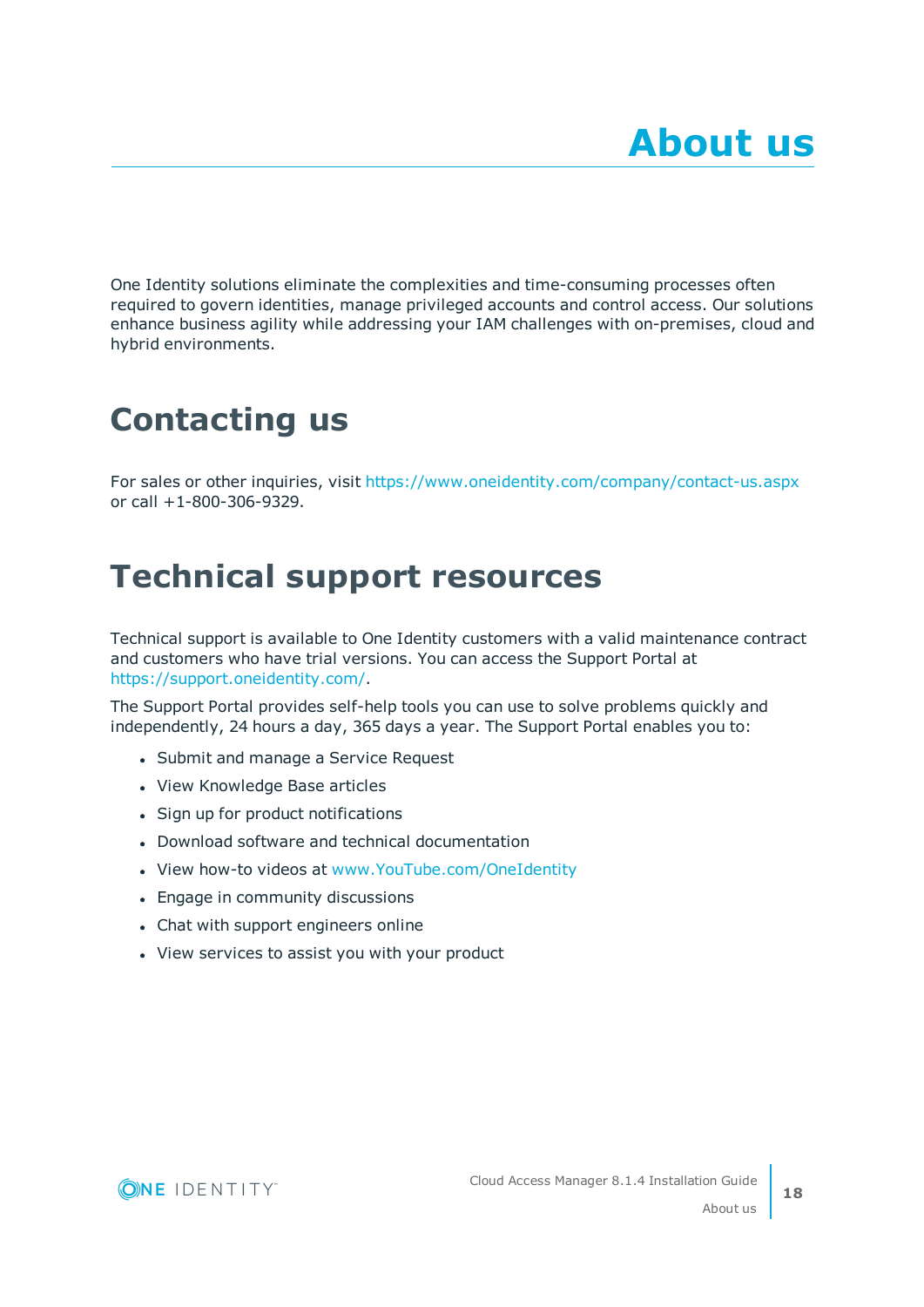# About us

One Identity solutions eliminate the complexities and time-consuming processes often required to govern identities, manage privileged accounts and control access. Our solutions enhance business agility while addressing your IAM challenges with on-premises, cloud and hybrid environments.

## Contacting us

For sales or other inquiries, visit https://www.oneidentity.com/company/contact-us.aspx or call +1-800-306-9329.

## Technical support resources

Technical support is available to One Identity customers with a valid maintenance contract and customers who have trial versions. You can access the Support Portal at https://support.oneidentity.com/.

The Support Portal provides self-help tools you can use to solve problems quickly and independently, 24 hours a day, 365 days a year. The Support Portal enables you to:

- Submit and manage a Service Request
- View Knowledge Base articles
- Sign up for product notifications
- Download software and technical documentation
- View how-to videos at www.YouTube.com/OneIdentity
- Engage in community discussions
- Chat with support engineers online
- View services to assist you with your product